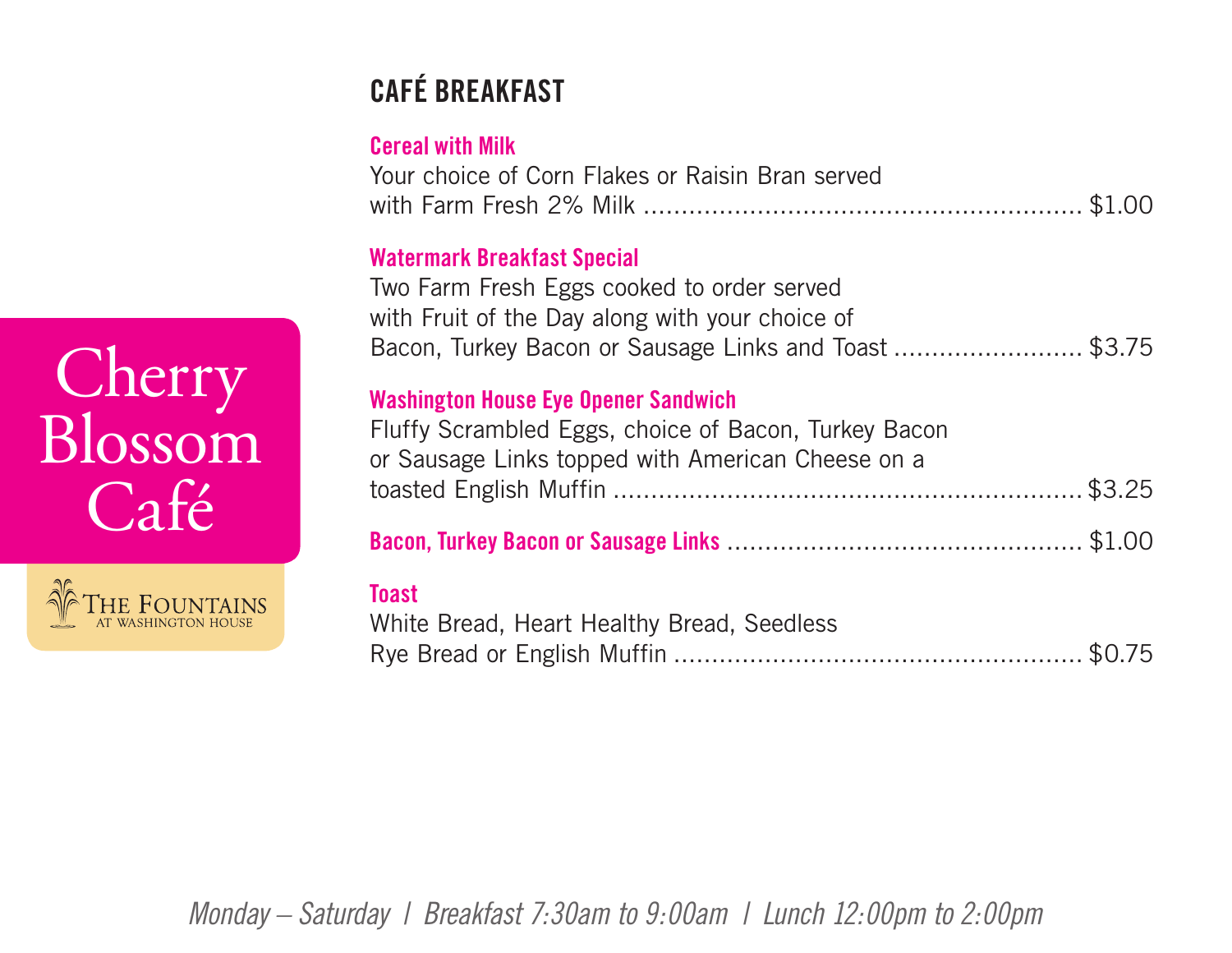# Cherry Blossom Café

THE FOUNTAINS AT WASHINGTON HOUSE

## CAFÉ BREAKFAST

**Cereal with Milk**
Your choice of Corn Flakes or Raisin Bran served with Farm Fresh 2% Milk ........ $1.00

**Watermark Breakfast Special**
Two Farm Fresh Eggs cooked to order served with Fruit of the Day along with your choice of Bacon, Turkey Bacon or Sausage Links and Toast ........ $3.75

**Washington House Eye Opener Sandwich**
Fluffy Scrambled Eggs, choice of Bacon, Turkey Bacon or Sausage Links topped with American Cheese on a toasted English Muffin ........ $3.25

**Bacon, Turkey Bacon or Sausage Links** ........ $1.00

**Toast**
White Bread, Heart Healthy Bread, Seedless Rye Bread or English Muffin ........ $0.75

*Monday – Saturday | Breakfast 7:30am to 9:00am | Lunch 12:00pm to 2:00pm*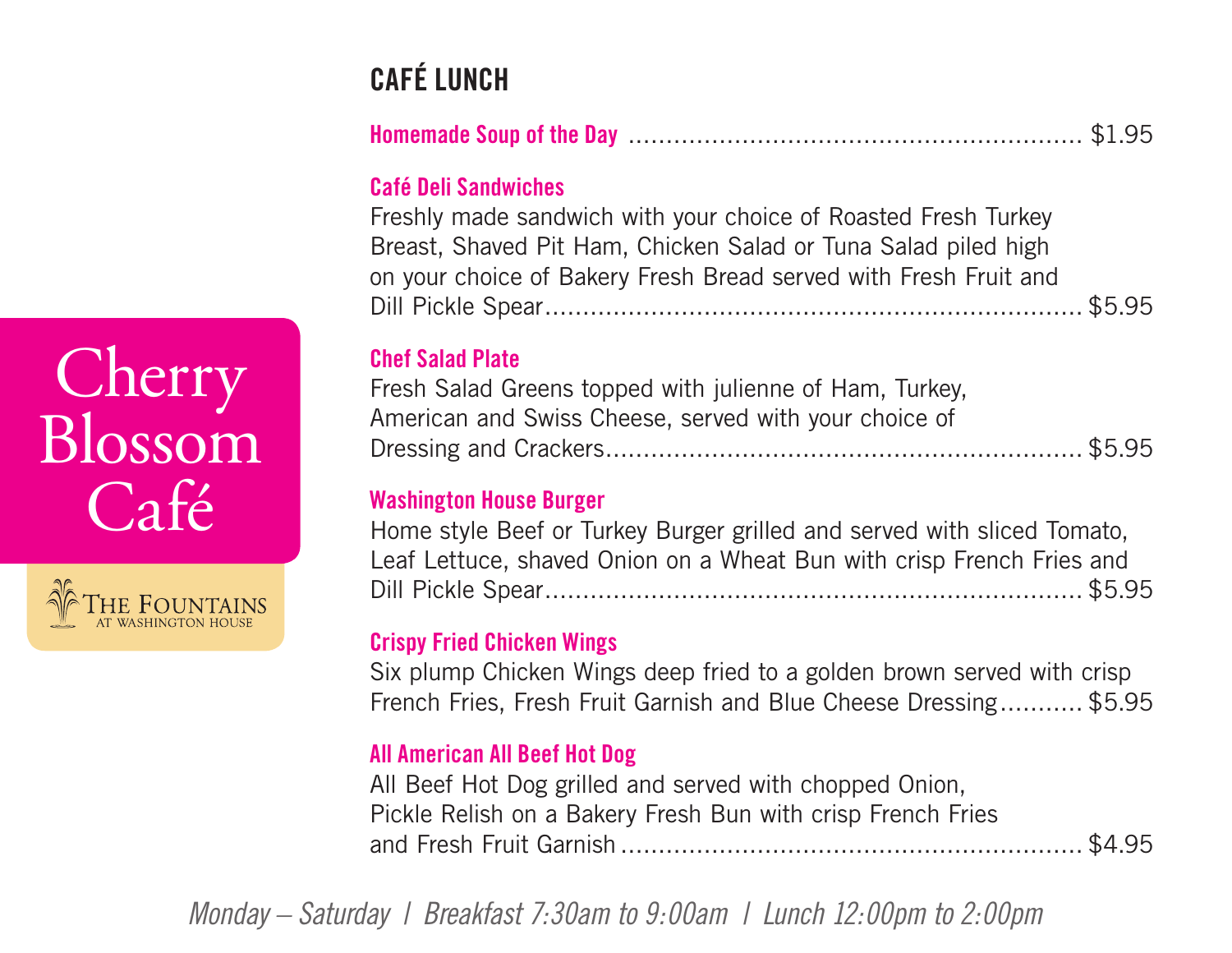Cherry Blossom Café

THE FOUNTAINS AT WASHINGTON HOUSE

## CAFÉ LUNCH

**Homemade Soup of the Day** ........ $1.95

**Café Deli Sandwiches**
Freshly made sandwich with your choice of Roasted Fresh Turkey Breast, Shaved Pit Ham, Chicken Salad or Tuna Salad piled high on your choice of Bakery Fresh Bread served with Fresh Fruit and Dill Pickle Spear........ $5.95

**Chef Salad Plate**
Fresh Salad Greens topped with julienne of Ham, Turkey, American and Swiss Cheese, served with your choice of Dressing and Crackers........ $5.95

**Washington House Burger**
Home style Beef or Turkey Burger grilled and served with sliced Tomato, Leaf Lettuce, shaved Onion on a Wheat Bun with crisp French Fries and Dill Pickle Spear........ $5.95

**Crispy Fried Chicken Wings**
Six plump Chicken Wings deep fried to a golden brown served with crisp French Fries, Fresh Fruit Garnish and Blue Cheese Dressing........ $5.95

**All American All Beef Hot Dog**
All Beef Hot Dog grilled and served with chopped Onion, Pickle Relish on a Bakery Fresh Bun with crisp French Fries and Fresh Fruit Garnish........ $4.95

*Monday – Saturday | Breakfast 7:30am to 9:00am | Lunch 12:00pm to 2:00pm*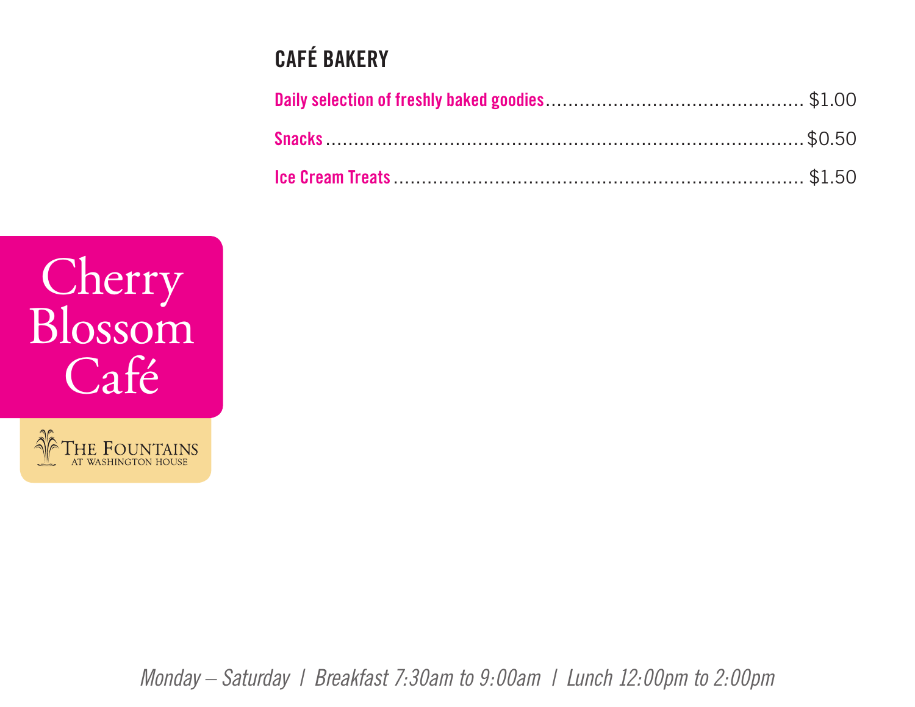## CAFÉ BAKERY

**Daily selection of freshly baked goodies** ............ $1.00

**Snacks** ............ $0.50

**Ice Cream Treats** ............ $1.50

Cherry Blossom Café

THE FOUNTAINS AT WASHINGTON HOUSE

*Monday – Saturday | Breakfast 7:30am to 9:00am | Lunch 12:00pm to 2:00pm*